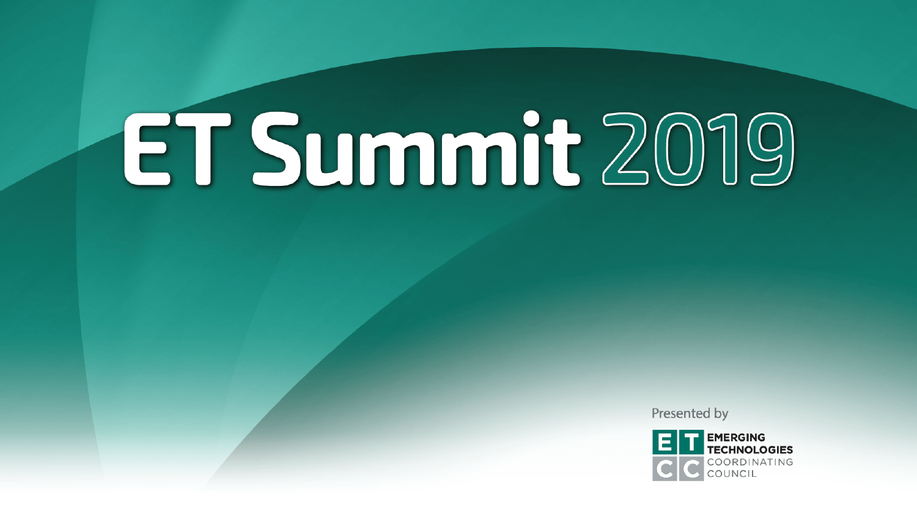# ET Summit 2019

Presented by

EMERGING TECHNOLOGIES COORDINATING COUNCIL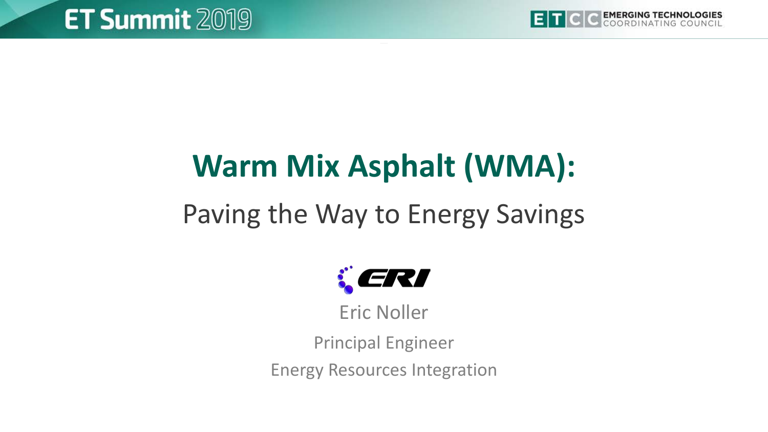# Warm Mix Asphalt (WMA):

## Paving the Way to Energy Savings

ERI

Eric Noller

Principal Engineer

Energy Resources Integration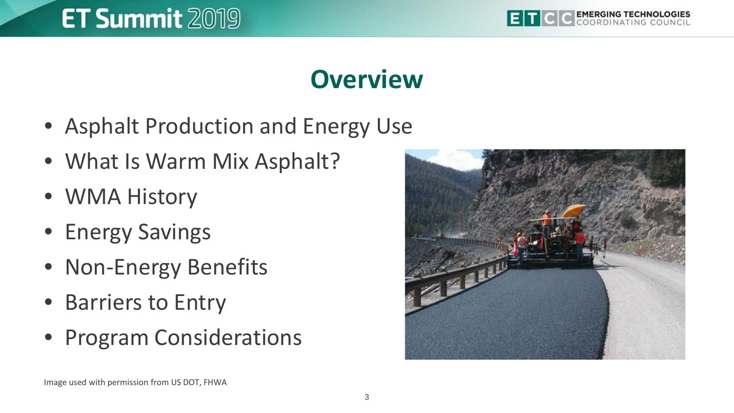# Overview

- Asphalt Production and Energy Use
- What Is Warm Mix Asphalt?
- WMA History
- Energy Savings
- Non-Energy Benefits
- Barriers to Entry
- Program Considerations

Image used with permission from US DOT, FHWA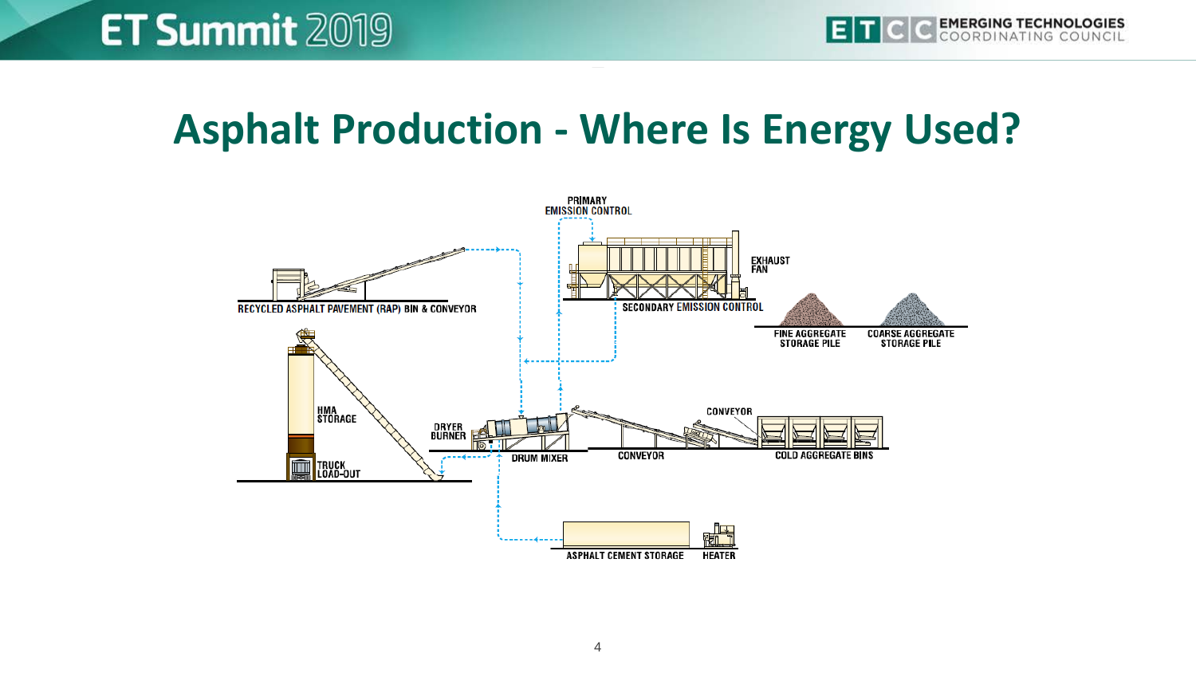# Asphalt Production - Where Is Energy Used?

PRIMARY EMISSION CONTROL

EXHAUST FAN

RECYCLED ASPHALT PAVEMENT (RAP) BIN & CONVEYOR

SECONDARY EMISSION CONTROL

FINE AGGREGATE STORAGE PILE

COARSE AGGREGATE STORAGE PILE

HMA STORAGE

DRYER BURNER

CONVEYOR

TRUCK LOAD-OUT

DRUM MIXER

CONVEYOR

COLD AGGREGATE BINS

ASPHALT CEMENT STORAGE

HEATER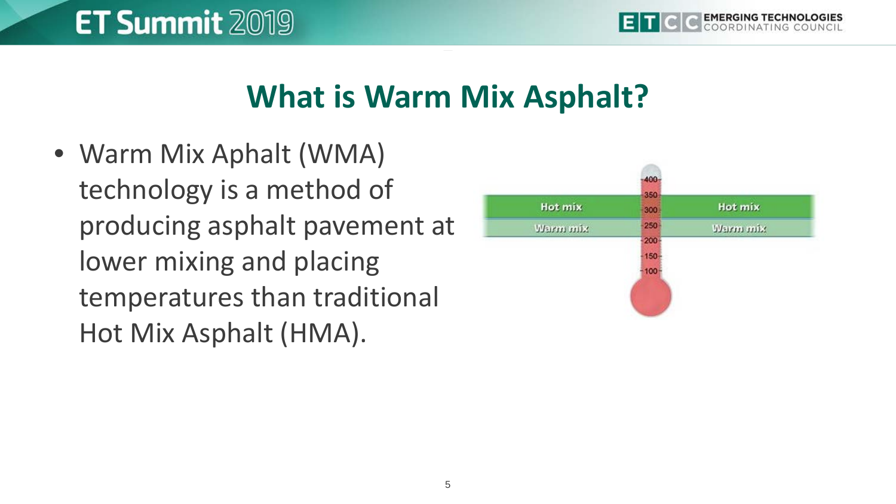# What is Warm Mix Asphalt?

- Warm Mix Aphalt (WMA) technology is a method of producing asphalt pavement at lower mixing and placing temperatures than traditional Hot Mix Asphalt (HMA).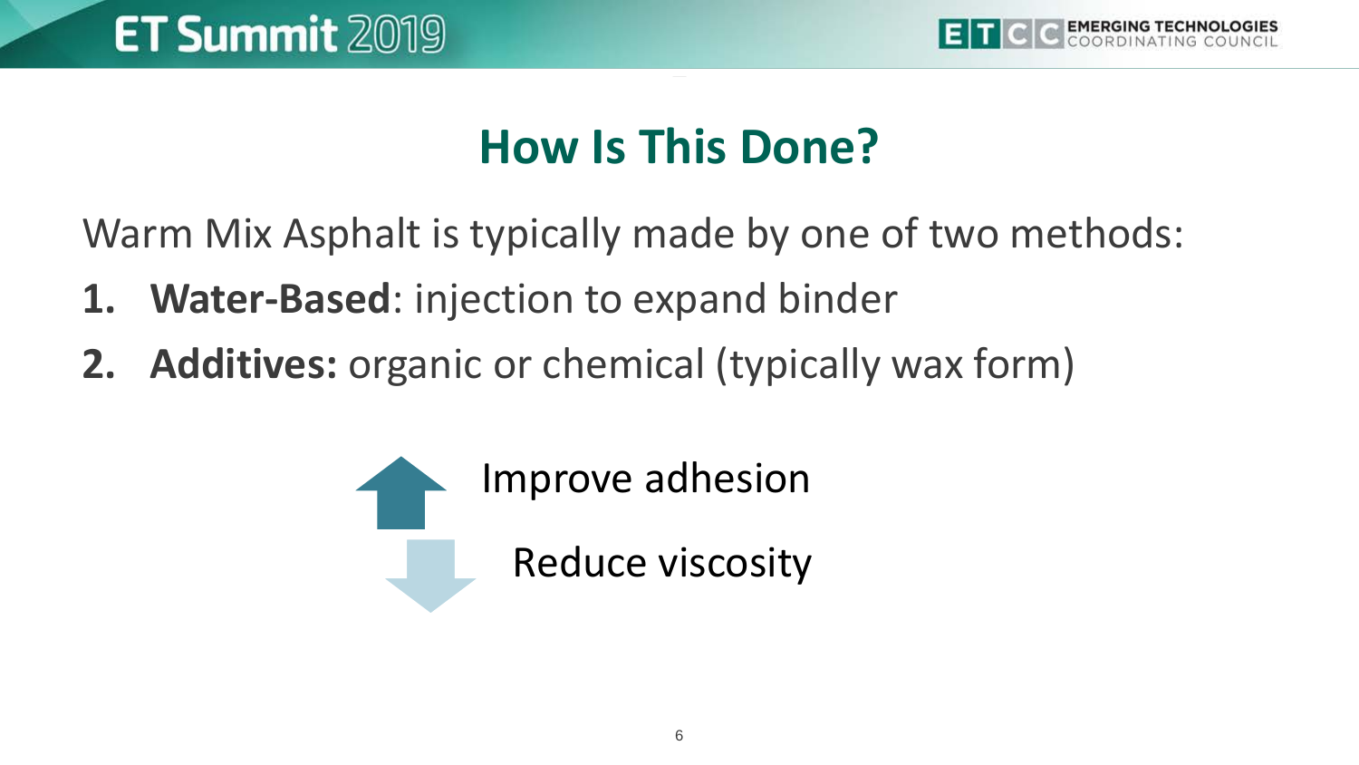## How Is This Done?

Warm Mix Asphalt is typically made by one of two methods:

1. **Water-Based**: injection to expand binder
2. **Additives:** organic or chemical (typically wax form)

↑ Improve adhesion

↓ Reduce viscosity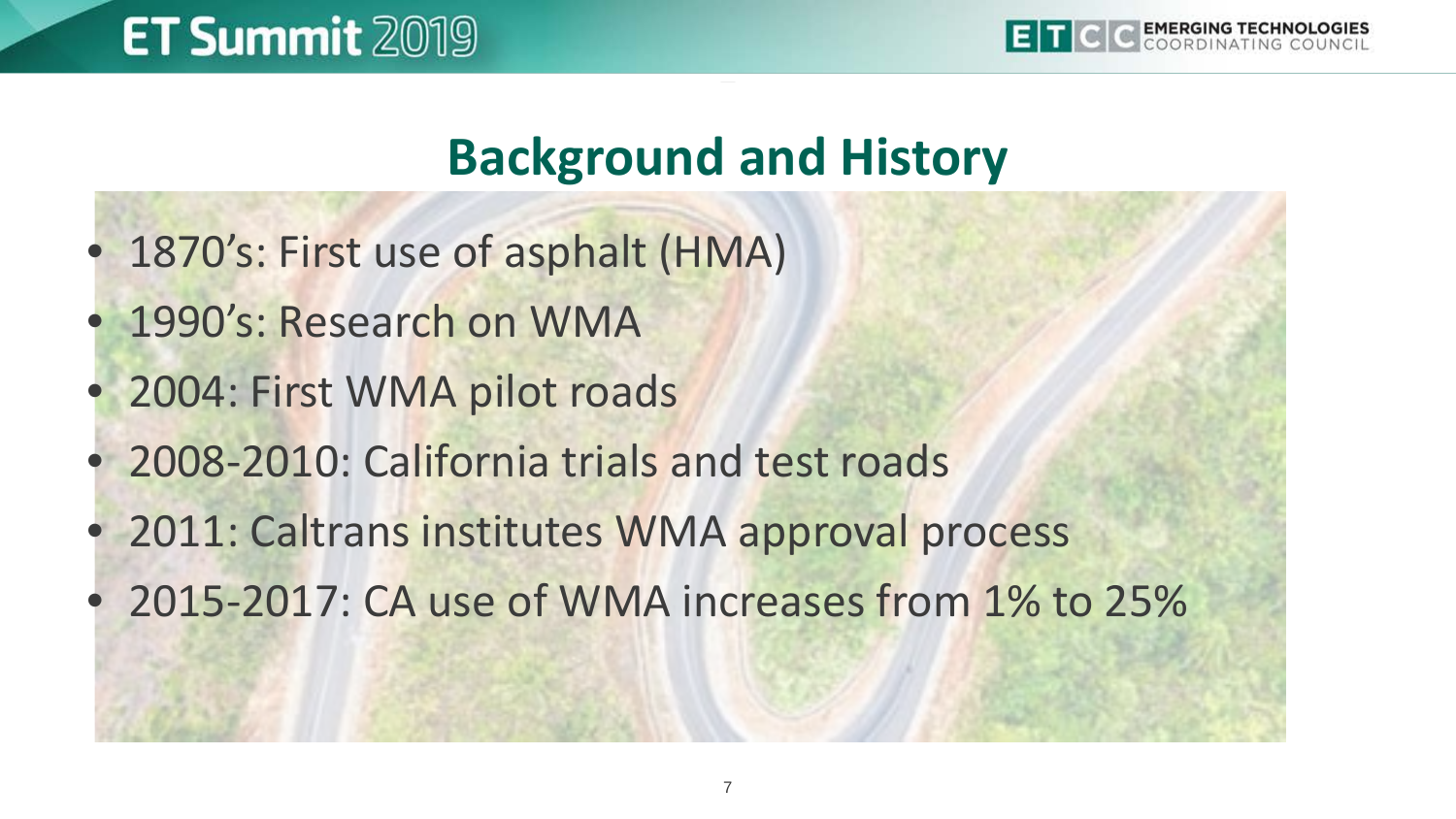# Background and History

- 1870's: First use of asphalt (HMA)
- 1990's: Research on WMA
- 2004: First WMA pilot roads
- 2008-2010: California trials and test roads
- 2011: Caltrans institutes WMA approval process
- 2015-2017: CA use of WMA increases from 1% to 25%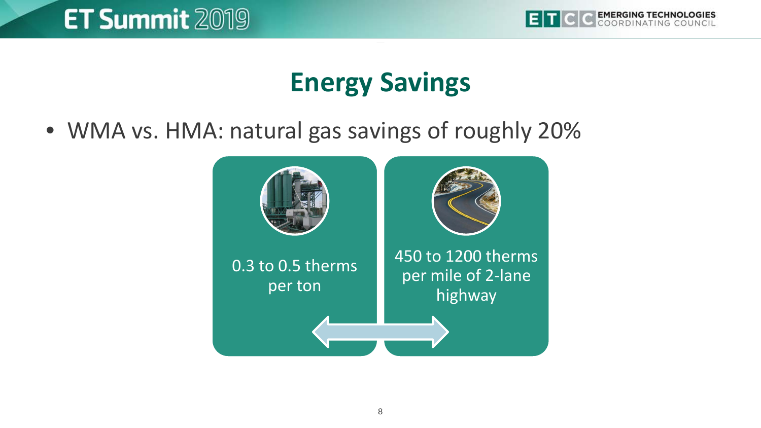# Energy Savings

- WMA vs. HMA: natural gas savings of roughly 20%

0.3 to 0.5 therms per ton

450 to 1200 therms per mile of 2-lane highway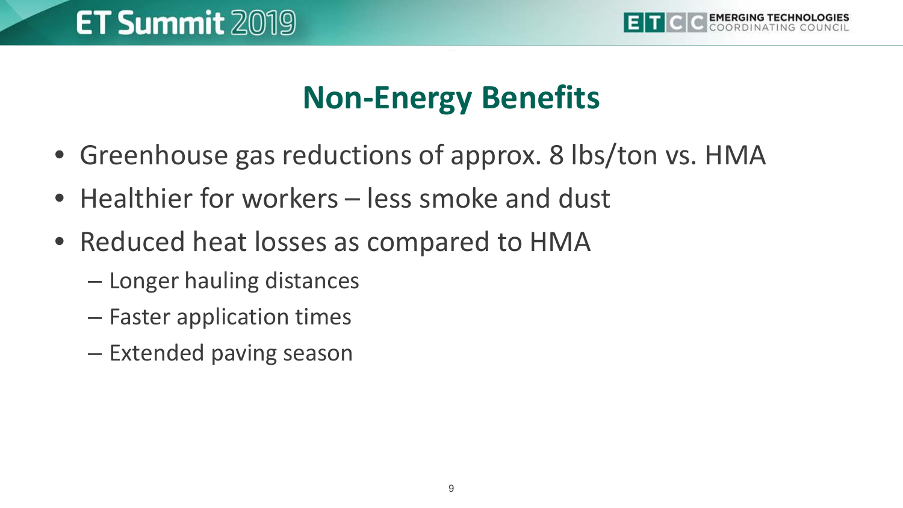# Non-Energy Benefits

- Greenhouse gas reductions of approx. 8 lbs/ton vs. HMA
- Healthier for workers – less smoke and dust
- Reduced heat losses as compared to HMA
  - Longer hauling distances
  - Faster application times
  - Extended paving season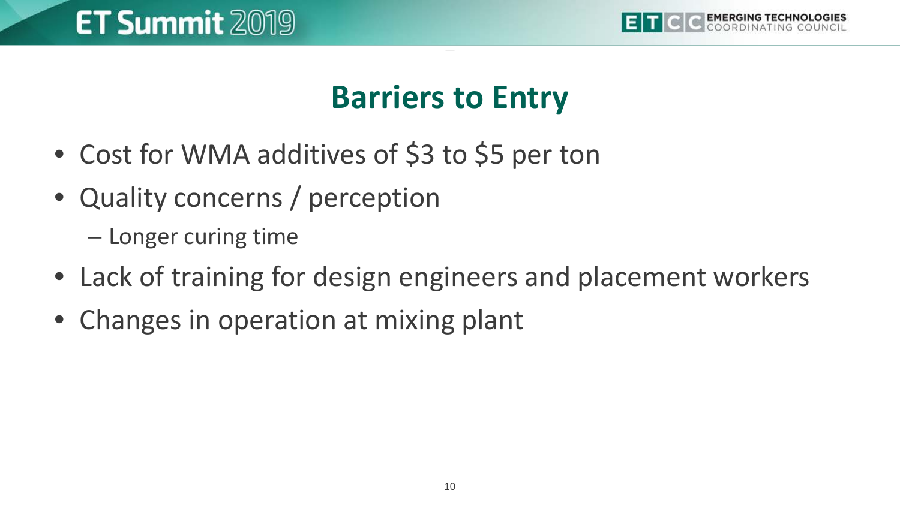# Barriers to Entry

- Cost for WMA additives of $3 to $5 per ton
- Quality concerns / perception
  - Longer curing time
- Lack of training for design engineers and placement workers
- Changes in operation at mixing plant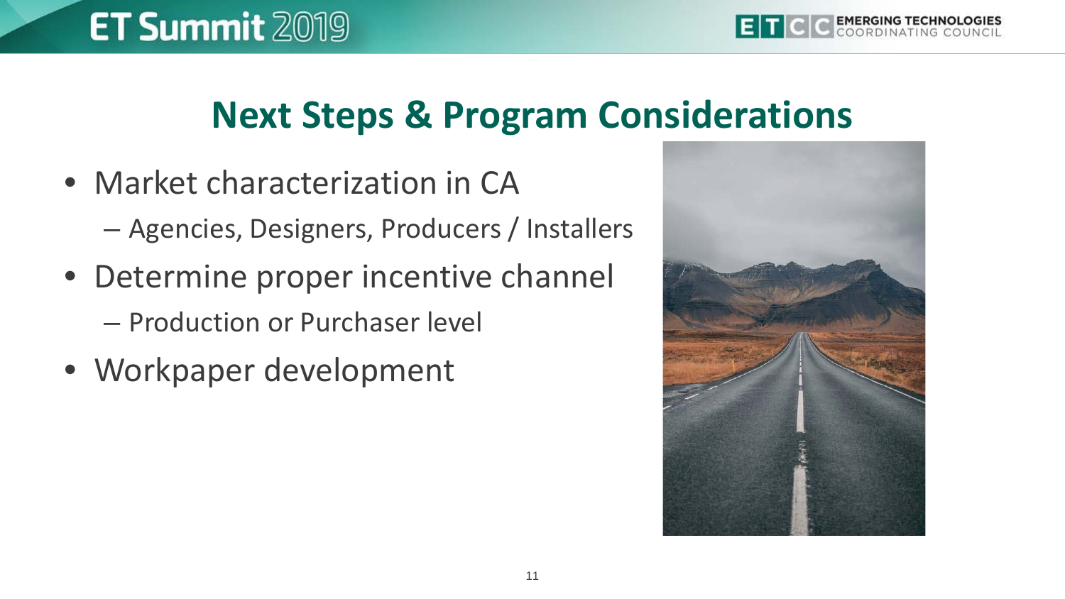# Next Steps & Program Considerations

- Market characterization in CA
  - Agencies, Designers, Producers / Installers
- Determine proper incentive channel
  - Production or Purchaser level
- Workpaper development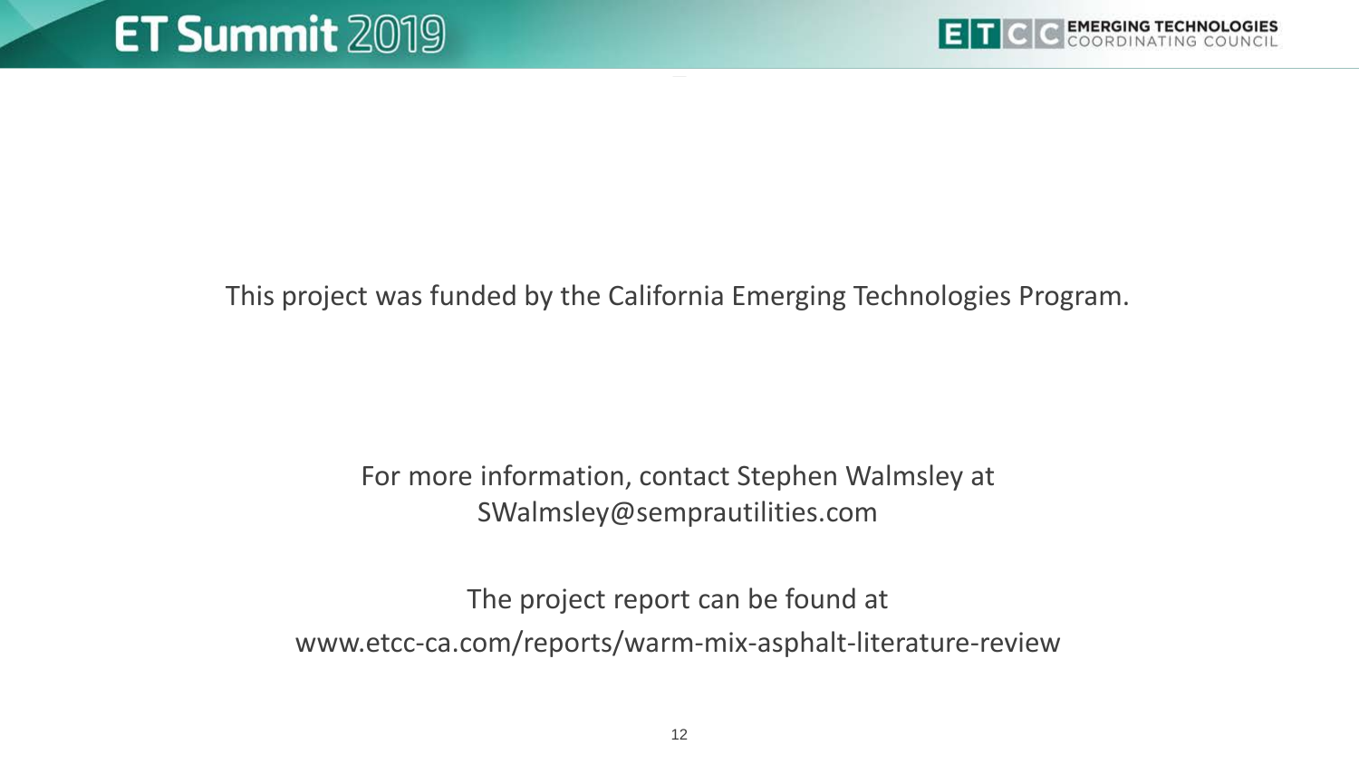This project was funded by the California Emerging Technologies Program.

For more information, contact Stephen Walmsley at SWalmsley@semprautilities.com

The project report can be found at www.etcc-ca.com/reports/warm-mix-asphalt-literature-review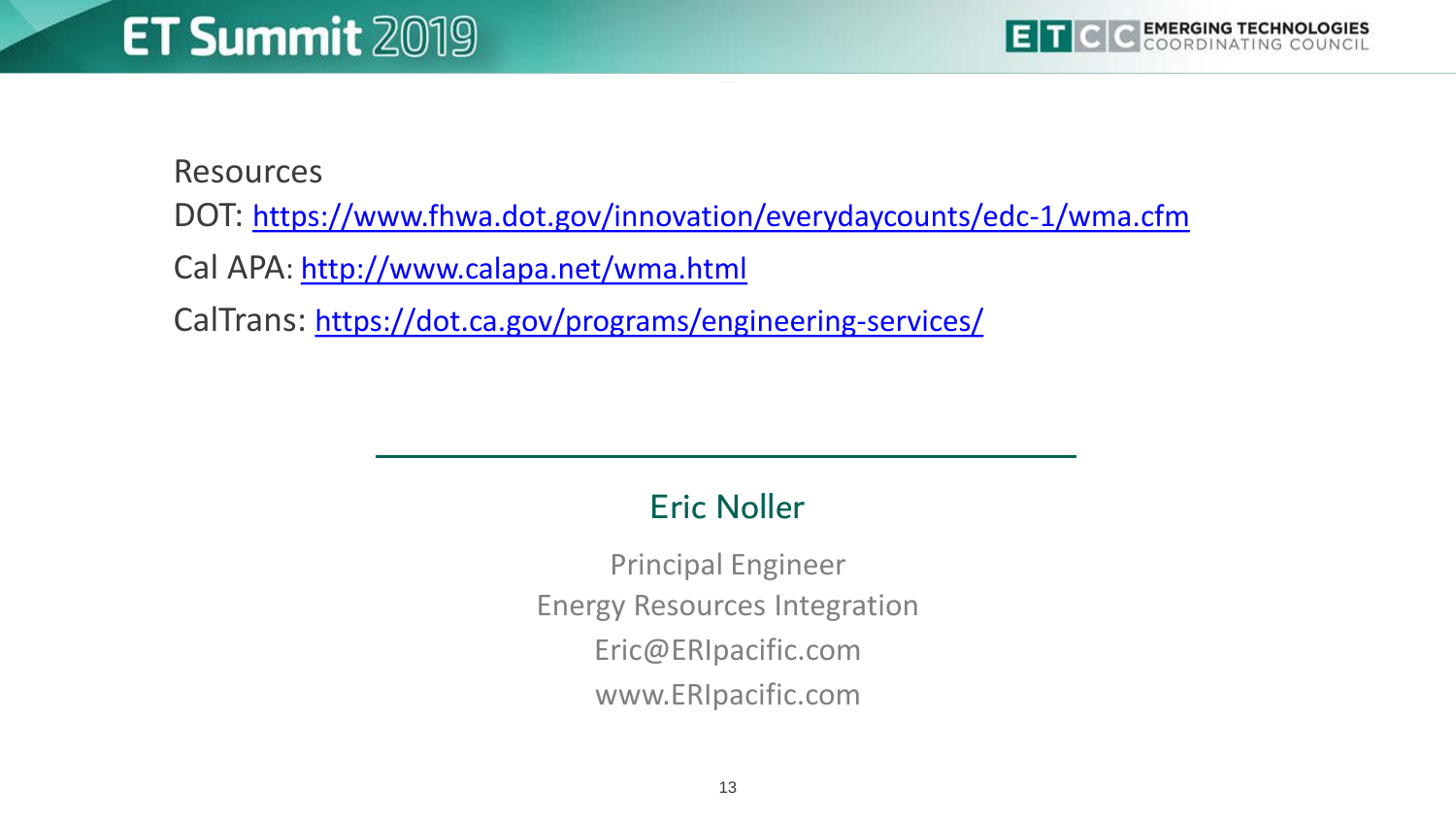Resources

DOT: https://www.fhwa.dot.gov/innovation/everydaycounts/edc-1/wma.cfm

Cal APA: http://www.calapa.net/wma.html

CalTrans: https://dot.ca.gov/programs/engineering-services/

---

## Eric Noller

Principal Engineer
Energy Resources Integration
Eric@ERIpacific.com
www.ERIpacific.com